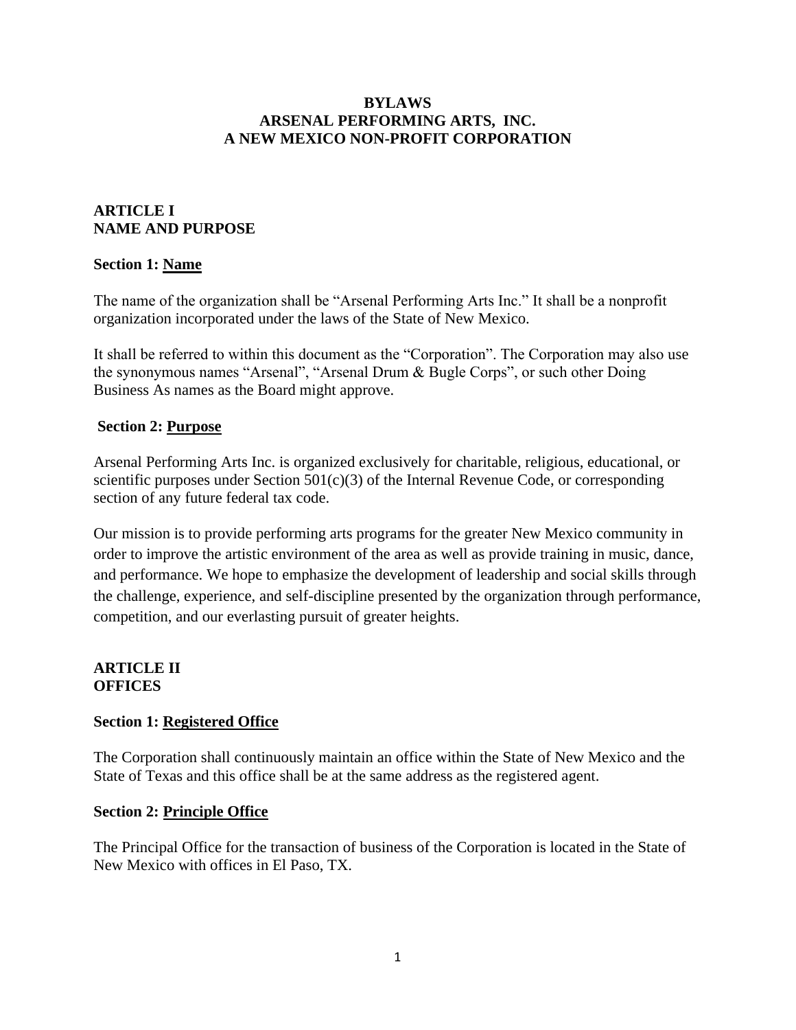# BYLAWS
# ARSENAL PERFORMING ARTS, INC.
# A NEW MEXICO NON-PROFIT CORPORATION

## ARTICLE I
## NAME AND PURPOSE

### Section 1: Name

The name of the organization shall be "Arsenal Performing Arts Inc." It shall be a nonprofit organization incorporated under the laws of the State of New Mexico.

It shall be referred to within this document as the "Corporation". The Corporation may also use the synonymous names "Arsenal", "Arsenal Drum & Bugle Corps", or such other Doing Business As names as the Board might approve.

### Section 2: Purpose

Arsenal Performing Arts Inc. is organized exclusively for charitable, religious, educational, or scientific purposes under Section 501(c)(3) of the Internal Revenue Code, or corresponding section of any future federal tax code.

Our mission is to provide performing arts programs for the greater New Mexico community in order to improve the artistic environment of the area as well as provide training in music, dance, and performance. We hope to emphasize the development of leadership and social skills through the challenge, experience, and self-discipline presented by the organization through performance, competition, and our everlasting pursuit of greater heights.

## ARTICLE II
## OFFICES

### Section 1: Registered Office

The Corporation shall continuously maintain an office within the State of New Mexico and the State of Texas and this office shall be at the same address as the registered agent.

### Section 2: Principle Office

The Principal Office for the transaction of business of the Corporation is located in the State of New Mexico with offices in El Paso, TX.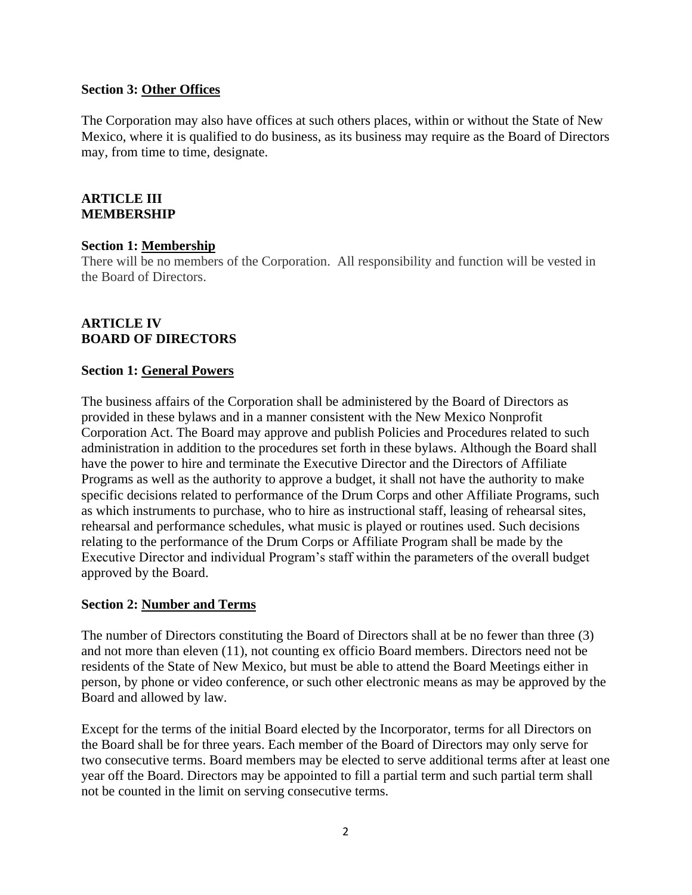**Section 3: Other Offices**

The Corporation may also have offices at such others places, within or without the State of New Mexico, where it is qualified to do business, as its business may require as the Board of Directors may, from time to time, designate.

## ARTICLE III
## MEMBERSHIP

**Section 1: Membership**

There will be no members of the Corporation. All responsibility and function will be vested in the Board of Directors.

## ARTICLE IV
## BOARD OF DIRECTORS

**Section 1: General Powers**

The business affairs of the Corporation shall be administered by the Board of Directors as provided in these bylaws and in a manner consistent with the New Mexico Nonprofit Corporation Act. The Board may approve and publish Policies and Procedures related to such administration in addition to the procedures set forth in these bylaws. Although the Board shall have the power to hire and terminate the Executive Director and the Directors of Affiliate Programs as well as the authority to approve a budget, it shall not have the authority to make specific decisions related to performance of the Drum Corps and other Affiliate Programs, such as which instruments to purchase, who to hire as instructional staff, leasing of rehearsal sites, rehearsal and performance schedules, what music is played or routines used. Such decisions relating to the performance of the Drum Corps or Affiliate Program shall be made by the Executive Director and individual Program's staff within the parameters of the overall budget approved by the Board.

**Section 2: Number and Terms**

The number of Directors constituting the Board of Directors shall at be no fewer than three (3) and not more than eleven (11), not counting ex officio Board members. Directors need not be residents of the State of New Mexico, but must be able to attend the Board Meetings either in person, by phone or video conference, or such other electronic means as may be approved by the Board and allowed by law.

Except for the terms of the initial Board elected by the Incorporator, terms for all Directors on the Board shall be for three years. Each member of the Board of Directors may only serve for two consecutive terms. Board members may be elected to serve additional terms after at least one year off the Board. Directors may be appointed to fill a partial term and such partial term shall not be counted in the limit on serving consecutive terms.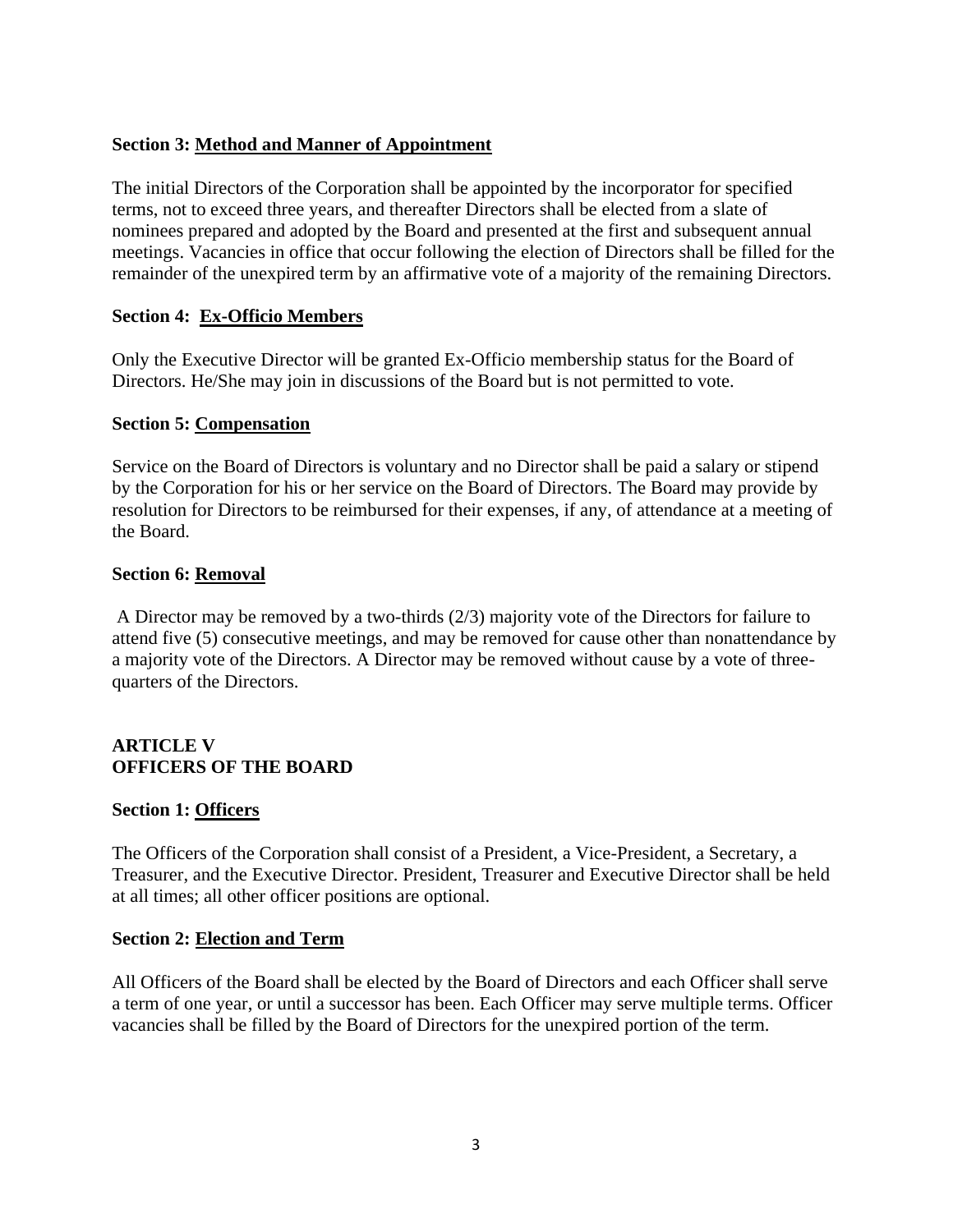### Section 3: Method and Manner of Appointment

The initial Directors of the Corporation shall be appointed by the incorporator for specified terms, not to exceed three years, and thereafter Directors shall be elected from a slate of nominees prepared and adopted by the Board and presented at the first and subsequent annual meetings. Vacancies in office that occur following the election of Directors shall be filled for the remainder of the unexpired term by an affirmative vote of a majority of the remaining Directors.

### Section 4: Ex-Officio Members

Only the Executive Director will be granted Ex-Officio membership status for the Board of Directors. He/She may join in discussions of the Board but is not permitted to vote.

### Section 5: Compensation

Service on the Board of Directors is voluntary and no Director shall be paid a salary or stipend by the Corporation for his or her service on the Board of Directors. The Board may provide by resolution for Directors to be reimbursed for their expenses, if any, of attendance at a meeting of the Board.

### Section 6: Removal

A Director may be removed by a two-thirds (2/3) majority vote of the Directors for failure to attend five (5) consecutive meetings, and may be removed for cause other than nonattendance by a majority vote of the Directors. A Director may be removed without cause by a vote of three-quarters of the Directors.

## ARTICLE V
## OFFICERS OF THE BOARD

### Section 1: Officers

The Officers of the Corporation shall consist of a President, a Vice-President, a Secretary, a Treasurer, and the Executive Director. President, Treasurer and Executive Director shall be held at all times; all other officer positions are optional.

### Section 2: Election and Term

All Officers of the Board shall be elected by the Board of Directors and each Officer shall serve a term of one year, or until a successor has been. Each Officer may serve multiple terms. Officer vacancies shall be filled by the Board of Directors for the unexpired portion of the term.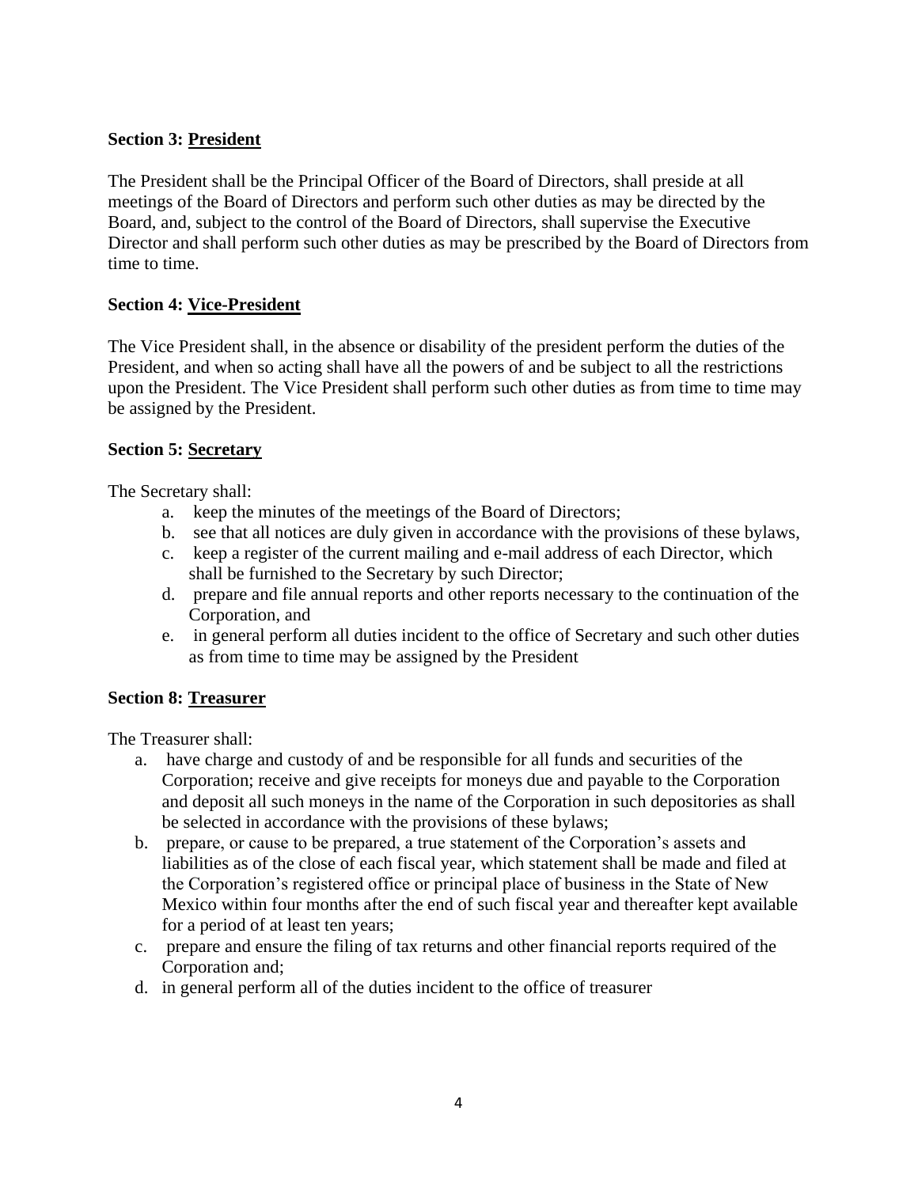**Section 3: President**

The President shall be the Principal Officer of the Board of Directors, shall preside at all meetings of the Board of Directors and perform such other duties as may be directed by the Board, and, subject to the control of the Board of Directors, shall supervise the Executive Director and shall perform such other duties as may be prescribed by the Board of Directors from time to time.

**Section 4: Vice-President**

The Vice President shall, in the absence or disability of the president perform the duties of the President, and when so acting shall have all the powers of and be subject to all the restrictions upon the President. The Vice President shall perform such other duties as from time to time may be assigned by the President.

**Section 5: Secretary**

The Secretary shall:

a. keep the minutes of the meetings of the Board of Directors;
b. see that all notices are duly given in accordance with the provisions of these bylaws,
c. keep a register of the current mailing and e-mail address of each Director, which shall be furnished to the Secretary by such Director;
d. prepare and file annual reports and other reports necessary to the continuation of the Corporation, and
e. in general perform all duties incident to the office of Secretary and such other duties as from time to time may be assigned by the President

**Section 8: Treasurer**

The Treasurer shall:

a. have charge and custody of and be responsible for all funds and securities of the Corporation; receive and give receipts for moneys due and payable to the Corporation and deposit all such moneys in the name of the Corporation in such depositories as shall be selected in accordance with the provisions of these bylaws;
b. prepare, or cause to be prepared, a true statement of the Corporation's assets and liabilities as of the close of each fiscal year, which statement shall be made and filed at the Corporation's registered office or principal place of business in the State of New Mexico within four months after the end of such fiscal year and thereafter kept available for a period of at least ten years;
c. prepare and ensure the filing of tax returns and other financial reports required of the Corporation and;
d. in general perform all of the duties incident to the office of treasurer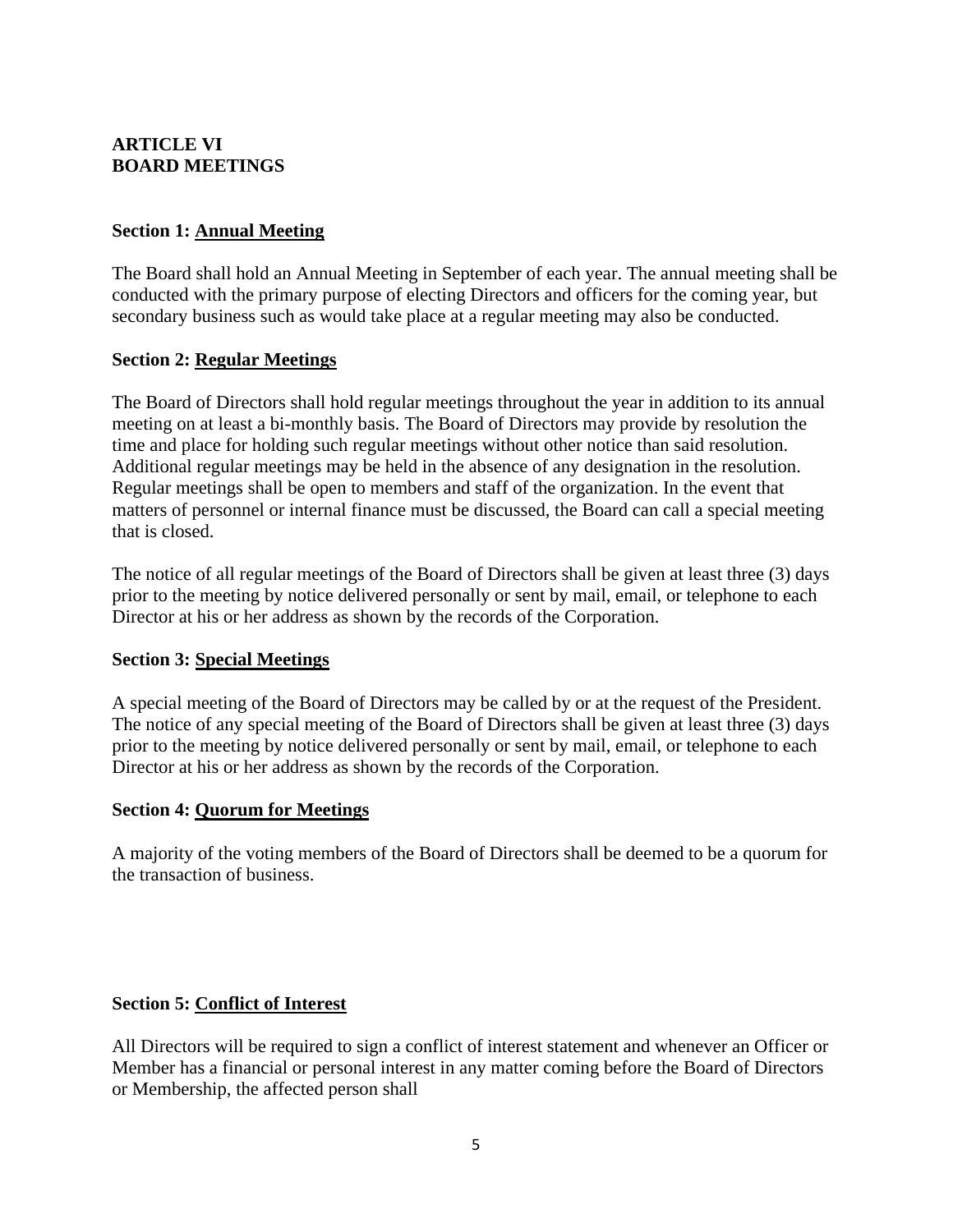## ARTICLE VI
## BOARD MEETINGS

**Section 1: <u>Annual Meeting</u>**

The Board shall hold an Annual Meeting in September of each year. The annual meeting shall be conducted with the primary purpose of electing Directors and officers for the coming year, but secondary business such as would take place at a regular meeting may also be conducted.

**Section 2: <u>Regular Meetings</u>**

The Board of Directors shall hold regular meetings throughout the year in addition to its annual meeting on at least a bi-monthly basis. The Board of Directors may provide by resolution the time and place for holding such regular meetings without other notice than said resolution. Additional regular meetings may be held in the absence of any designation in the resolution. Regular meetings shall be open to members and staff of the organization. In the event that matters of personnel or internal finance must be discussed, the Board can call a special meeting that is closed.

The notice of all regular meetings of the Board of Directors shall be given at least three (3) days prior to the meeting by notice delivered personally or sent by mail, email, or telephone to each Director at his or her address as shown by the records of the Corporation.

**Section 3: <u>Special Meetings</u>**

A special meeting of the Board of Directors may be called by or at the request of the President. The notice of any special meeting of the Board of Directors shall be given at least three (3) days prior to the meeting by notice delivered personally or sent by mail, email, or telephone to each Director at his or her address as shown by the records of the Corporation.

**Section 4: <u>Quorum for Meetings</u>**

A majority of the voting members of the Board of Directors shall be deemed to be a quorum for the transaction of business.

**Section 5: <u>Conflict of Interest</u>**

All Directors will be required to sign a conflict of interest statement and whenever an Officer or Member has a financial or personal interest in any matter coming before the Board of Directors or Membership, the affected person shall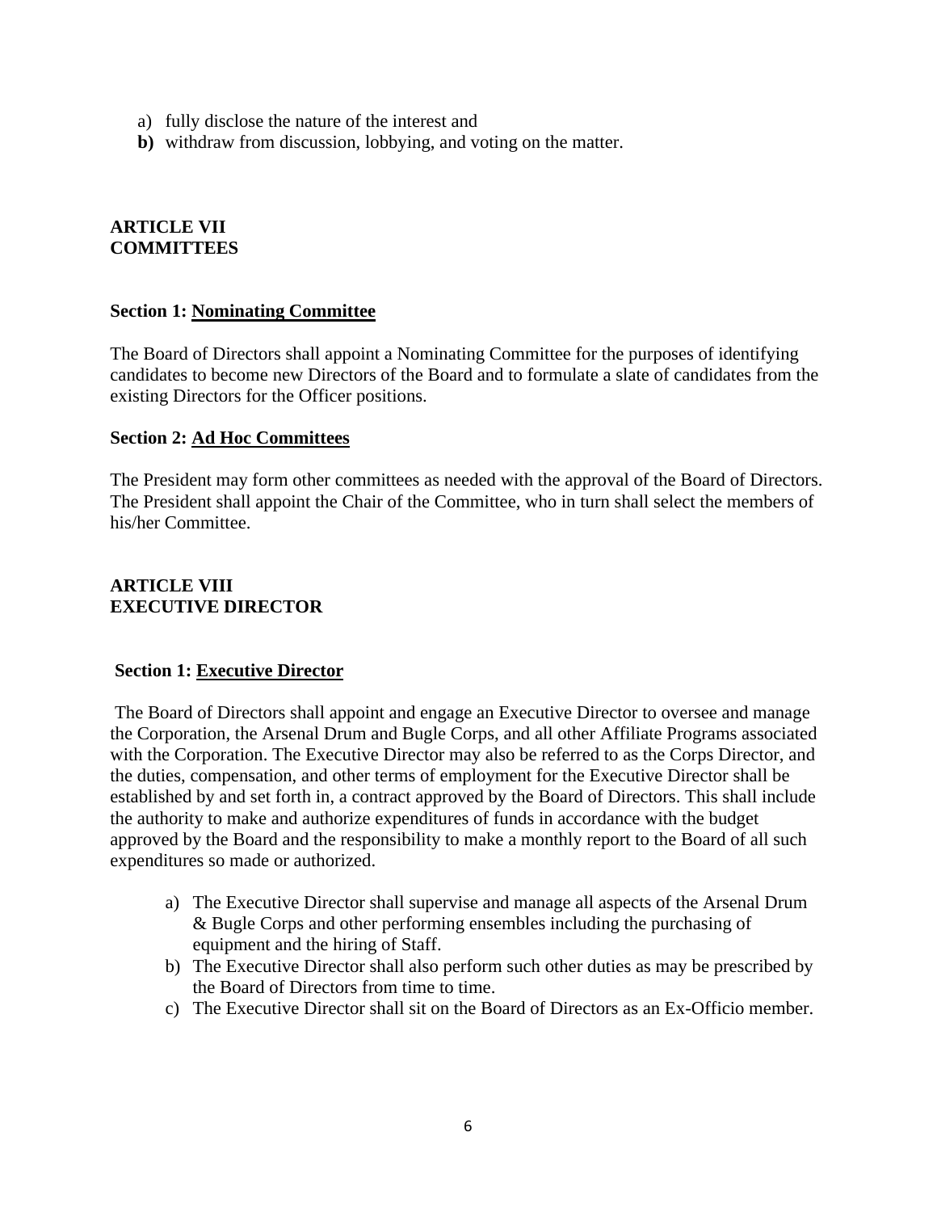a) fully disclose the nature of the interest and
**b)** withdraw from discussion, lobbying, and voting on the matter.

## ARTICLE VII
## COMMITTEES

### Section 1: <u>Nominating Committee</u>

The Board of Directors shall appoint a Nominating Committee for the purposes of identifying candidates to become new Directors of the Board and to formulate a slate of candidates from the existing Directors for the Officer positions.

### Section 2: <u>Ad Hoc Committees</u>

The President may form other committees as needed with the approval of the Board of Directors. The President shall appoint the Chair of the Committee, who in turn shall select the members of his/her Committee.

## ARTICLE VIII
## EXECUTIVE DIRECTOR

### Section 1: <u>Executive Director</u>

The Board of Directors shall appoint and engage an Executive Director to oversee and manage the Corporation, the Arsenal Drum and Bugle Corps, and all other Affiliate Programs associated with the Corporation. The Executive Director may also be referred to as the Corps Director, and the duties, compensation, and other terms of employment for the Executive Director shall be established by and set forth in, a contract approved by the Board of Directors. This shall include the authority to make and authorize expenditures of funds in accordance with the budget approved by the Board and the responsibility to make a monthly report to the Board of all such expenditures so made or authorized.

a) The Executive Director shall supervise and manage all aspects of the Arsenal Drum & Bugle Corps and other performing ensembles including the purchasing of equipment and the hiring of Staff.
b) The Executive Director shall also perform such other duties as may be prescribed by the Board of Directors from time to time.
c) The Executive Director shall sit on the Board of Directors as an Ex-Officio member.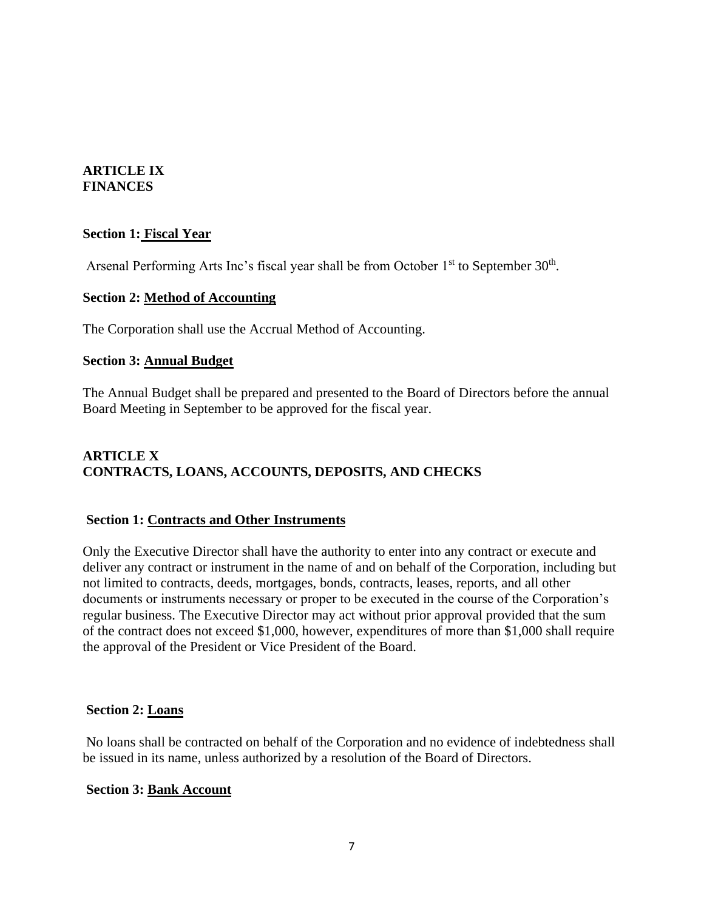## ARTICLE IX
## FINANCES

### Section 1: Fiscal Year

Arsenal Performing Arts Inc's fiscal year shall be from October 1st to September 30th.

### Section 2: Method of Accounting

The Corporation shall use the Accrual Method of Accounting.

### Section 3: Annual Budget

The Annual Budget shall be prepared and presented to the Board of Directors before the annual Board Meeting in September to be approved for the fiscal year.

## ARTICLE X
## CONTRACTS, LOANS, ACCOUNTS, DEPOSITS, AND CHECKS

### Section 1: Contracts and Other Instruments

Only the Executive Director shall have the authority to enter into any contract or execute and deliver any contract or instrument in the name of and on behalf of the Corporation, including but not limited to contracts, deeds, mortgages, bonds, contracts, leases, reports, and all other documents or instruments necessary or proper to be executed in the course of the Corporation's regular business. The Executive Director may act without prior approval provided that the sum of the contract does not exceed $1,000, however, expenditures of more than $1,000 shall require the approval of the President or Vice President of the Board.

### Section 2: Loans

No loans shall be contracted on behalf of the Corporation and no evidence of indebtedness shall be issued in its name, unless authorized by a resolution of the Board of Directors.

### Section 3: Bank Account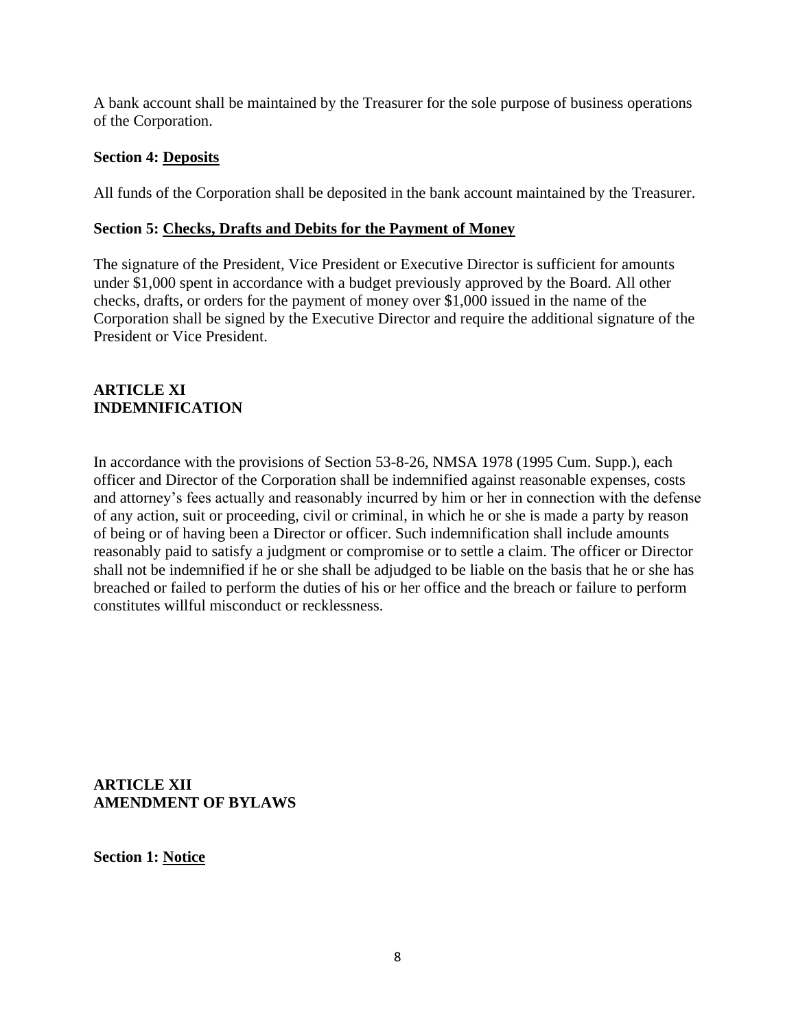A bank account shall be maintained by the Treasurer for the sole purpose of business operations of the Corporation.

**Section 4: Deposits**

All funds of the Corporation shall be deposited in the bank account maintained by the Treasurer.

**Section 5: Checks, Drafts and Debits for the Payment of Money**

The signature of the President, Vice President or Executive Director is sufficient for amounts under $1,000 spent in accordance with a budget previously approved by the Board. All other checks, drafts, or orders for the payment of money over $1,000 issued in the name of the Corporation shall be signed by the Executive Director and require the additional signature of the President or Vice President.

## ARTICLE XI
## INDEMNIFICATION

In accordance with the provisions of Section 53-8-26, NMSA 1978 (1995 Cum. Supp.), each officer and Director of the Corporation shall be indemnified against reasonable expenses, costs and attorney's fees actually and reasonably incurred by him or her in connection with the defense of any action, suit or proceeding, civil or criminal, in which he or she is made a party by reason of being or of having been a Director or officer. Such indemnification shall include amounts reasonably paid to satisfy a judgment or compromise or to settle a claim. The officer or Director shall not be indemnified if he or she shall be adjudged to be liable on the basis that he or she has breached or failed to perform the duties of his or her office and the breach or failure to perform constitutes willful misconduct or recklessness.

## ARTICLE XII
## AMENDMENT OF BYLAWS

**Section 1: Notice**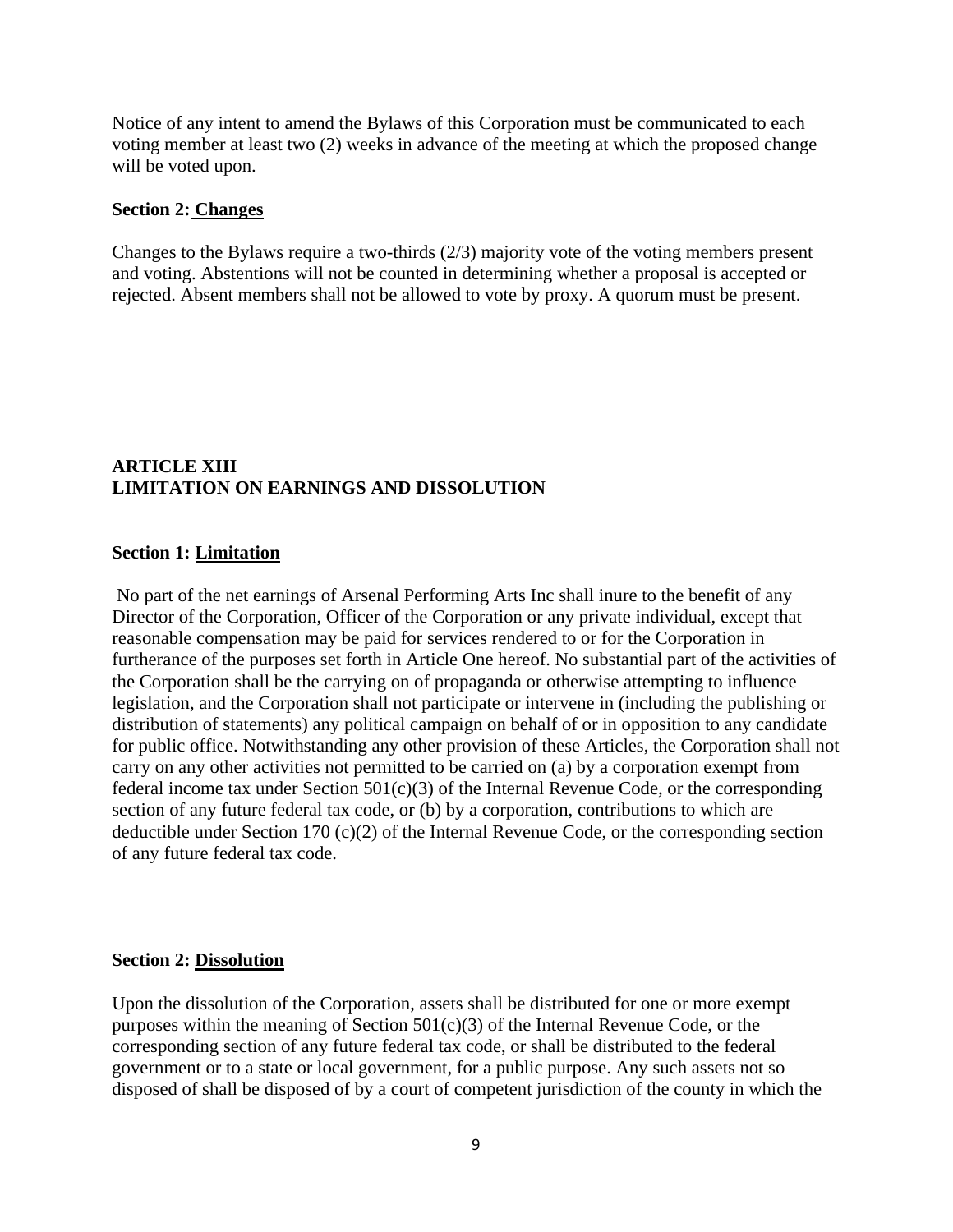Notice of any intent to amend the Bylaws of this Corporation must be communicated to each voting member at least two (2) weeks in advance of the meeting at which the proposed change will be voted upon.

**Section 2: Changes**

Changes to the Bylaws require a two-thirds (2/3) majority vote of the voting members present and voting. Abstentions will not be counted in determining whether a proposal is accepted or rejected. Absent members shall not be allowed to vote by proxy. A quorum must be present.

## ARTICLE XIII
## LIMITATION ON EARNINGS AND DISSOLUTION

**Section 1: Limitation**

No part of the net earnings of Arsenal Performing Arts Inc shall inure to the benefit of any Director of the Corporation, Officer of the Corporation or any private individual, except that reasonable compensation may be paid for services rendered to or for the Corporation in furtherance of the purposes set forth in Article One hereof. No substantial part of the activities of the Corporation shall be the carrying on of propaganda or otherwise attempting to influence legislation, and the Corporation shall not participate or intervene in (including the publishing or distribution of statements) any political campaign on behalf of or in opposition to any candidate for public office. Notwithstanding any other provision of these Articles, the Corporation shall not carry on any other activities not permitted to be carried on (a) by a corporation exempt from federal income tax under Section 501(c)(3) of the Internal Revenue Code, or the corresponding section of any future federal tax code, or (b) by a corporation, contributions to which are deductible under Section 170 (c)(2) of the Internal Revenue Code, or the corresponding section of any future federal tax code.

**Section 2: Dissolution**

Upon the dissolution of the Corporation, assets shall be distributed for one or more exempt purposes within the meaning of Section 501(c)(3) of the Internal Revenue Code, or the corresponding section of any future federal tax code, or shall be distributed to the federal government or to a state or local government, for a public purpose. Any such assets not so disposed of shall be disposed of by a court of competent jurisdiction of the county in which the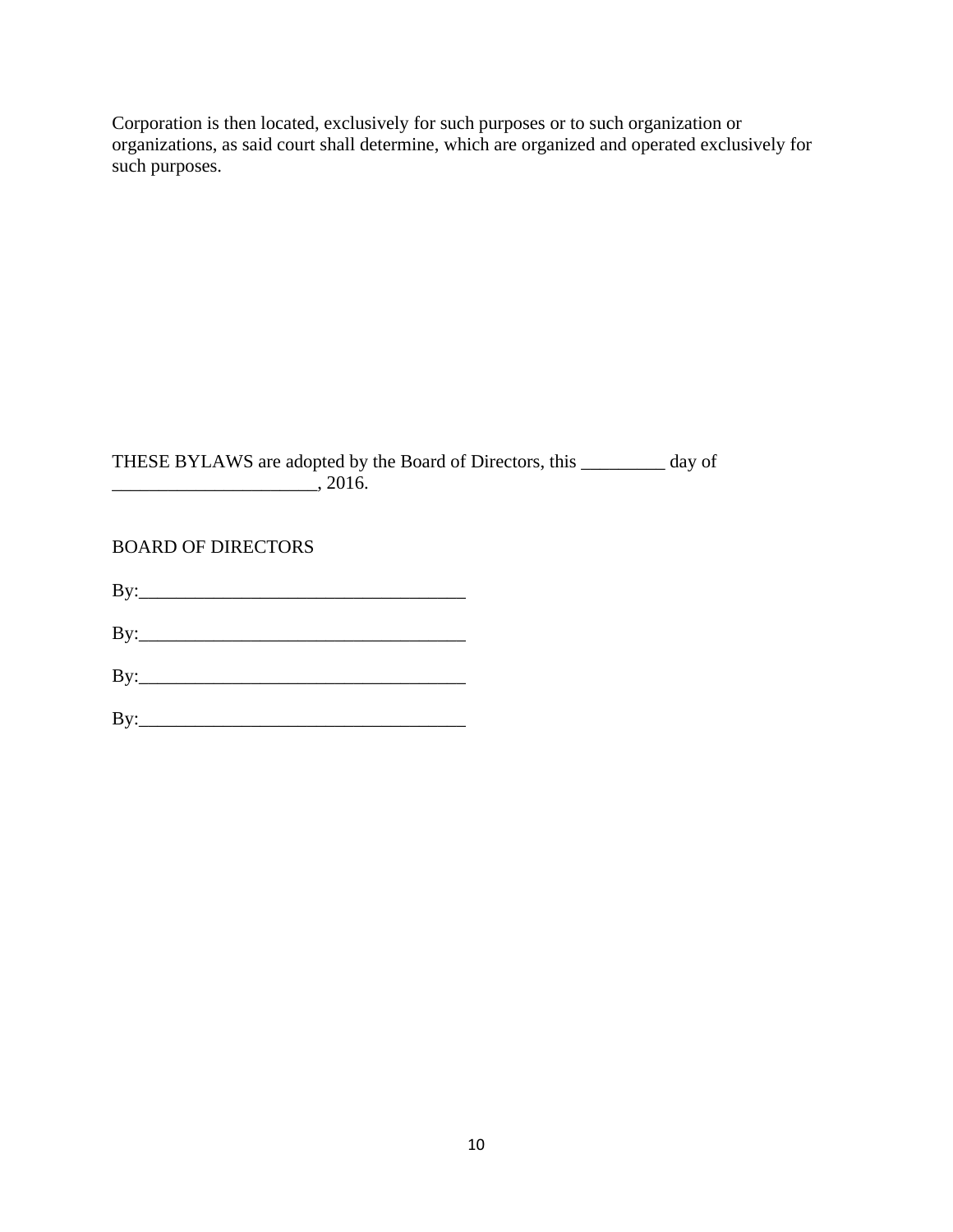Corporation is then located, exclusively for such purposes or to such organization or organizations, as said court shall determine, which are organized and operated exclusively for such purposes.

THESE BYLAWS are adopted by the Board of Directors, this _________ day of ______________________, 2016.

BOARD OF DIRECTORS

By:___________________________________

By:___________________________________

By:___________________________________

By:___________________________________